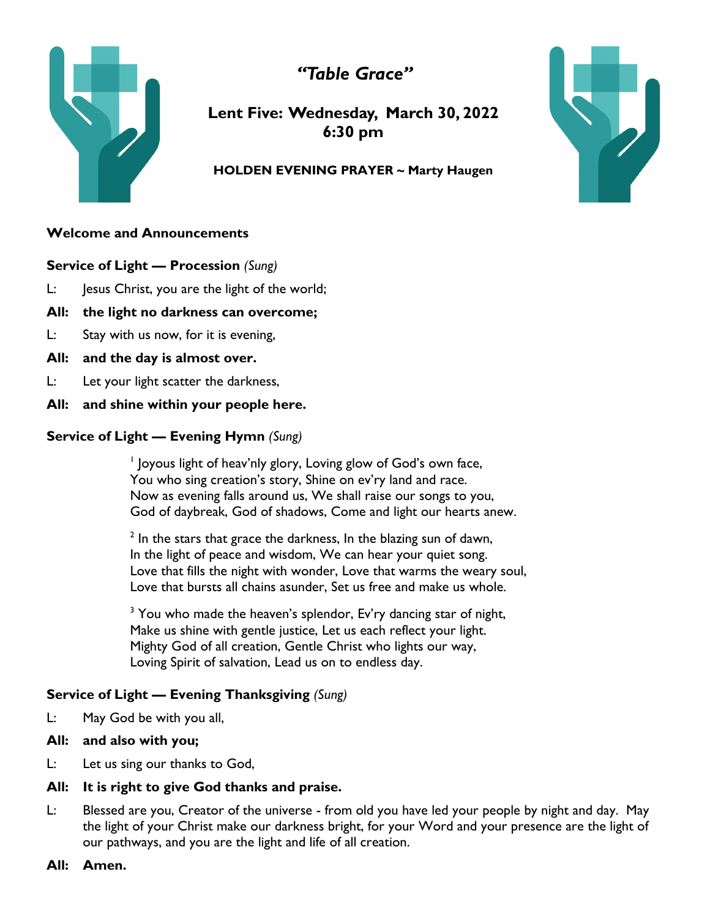# *"Table Grace"*

## Lent Five: Wednesday, March 30, 2022
## 6:30 pm

**HOLDEN EVENING PRAYER ~ Marty Haugen**

**Welcome and Announcements**

**Service of Light — Procession** *(Sung)*

L: Jesus Christ, you are the light of the world;

**All: the light no darkness can overcome;**

L: Stay with us now, for it is evening,

**All: and the day is almost over.**

L: Let your light scatter the darkness,

**All: and shine within your people here.**

**Service of Light — Evening Hymn** *(Sung)*

[1] Joyous light of heav'nly glory, Loving glow of God's own face,
You who sing creation's story, Shine on ev'ry land and race.
Now as evening falls around us, We shall raise our songs to you,
God of daybreak, God of shadows, Come and light our hearts anew.

[2] In the stars that grace the darkness, In the blazing sun of dawn,
In the light of peace and wisdom, We can hear your quiet song.
Love that fills the night with wonder, Love that warms the weary soul,
Love that bursts all chains asunder, Set us free and make us whole.

[3] You who made the heaven's splendor, Ev'ry dancing star of night,
Make us shine with gentle justice, Let us each reflect your light.
Mighty God of all creation, Gentle Christ who lights our way,
Loving Spirit of salvation, Lead us on to endless day.

**Service of Light — Evening Thanksgiving** *(Sung)*

L: May God be with you all,

**All: and also with you;**

L: Let us sing our thanks to God,

**All: It is right to give God thanks and praise.**

L: Blessed are you, Creator of the universe - from old you have led your people by night and day. May the light of your Christ make our darkness bright, for your Word and your presence are the light of our pathways, and you are the light and life of all creation.

**All: Amen.**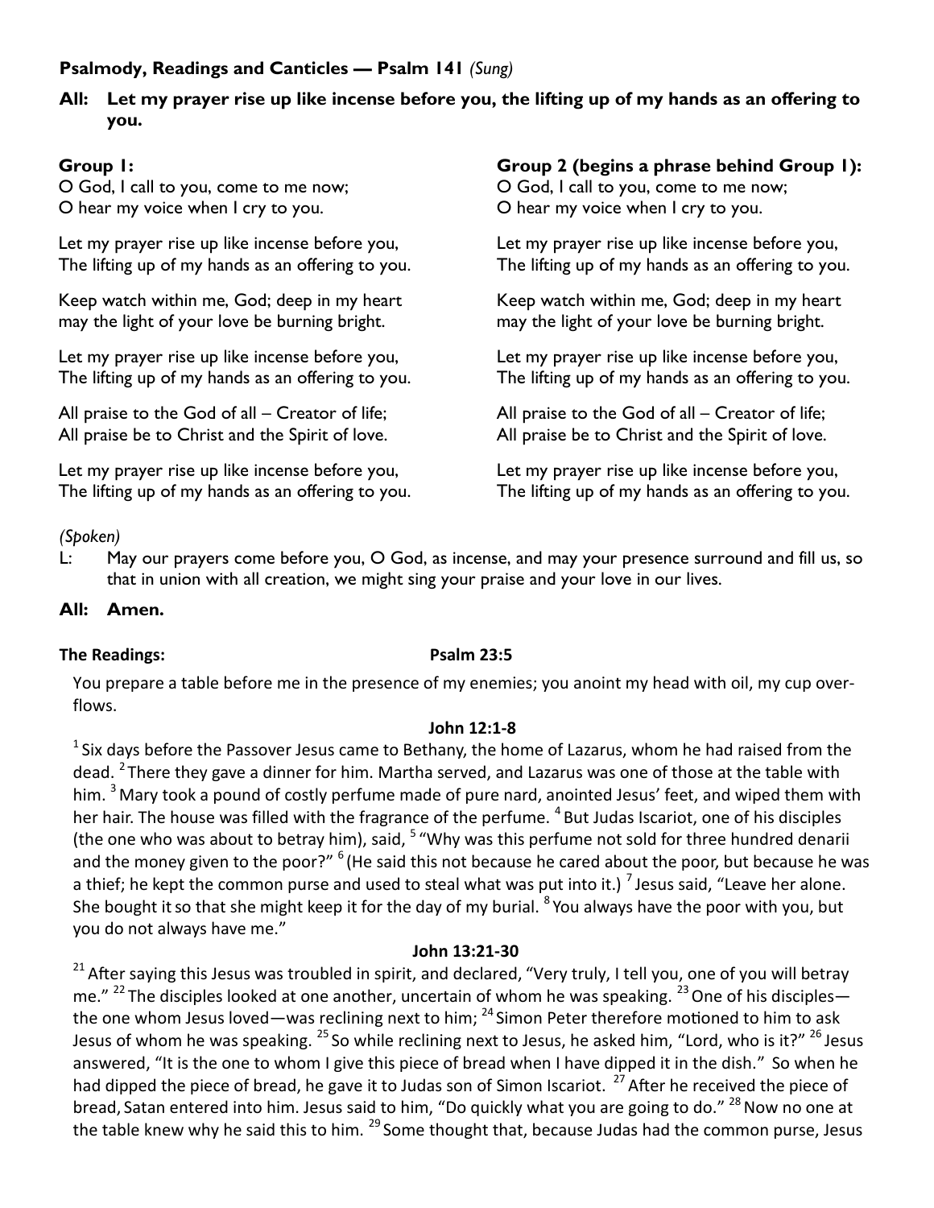**Psalmody, Readings and Canticles — Psalm 141** *(Sung)*

**All: Let my prayer rise up like incense before you, the lifting up of my hands as an offering to you.**

**Group 1:**

O God, I call to you, come to me now;
O hear my voice when I cry to you.

Let my prayer rise up like incense before you,
The lifting up of my hands as an offering to you.

Keep watch within me, God; deep in my heart
may the light of your love be burning bright.

Let my prayer rise up like incense before you,
The lifting up of my hands as an offering to you.

All praise to the God of all – Creator of life;
All praise be to Christ and the Spirit of love.

Let my prayer rise up like incense before you,
The lifting up of my hands as an offering to you.

**Group 2 (begins a phrase behind Group 1):**

O God, I call to you, come to me now;
O hear my voice when I cry to you.

Let my prayer rise up like incense before you,
The lifting up of my hands as an offering to you.

Keep watch within me, God; deep in my heart
may the light of your love be burning bright.

Let my prayer rise up like incense before you,
The lifting up of my hands as an offering to you.

All praise to the God of all – Creator of life;
All praise be to Christ and the Spirit of love.

Let my prayer rise up like incense before you,
The lifting up of my hands as an offering to you.

*(Spoken)*

L: May our prayers come before you, O God, as incense, and may your presence surround and fill us, so that in union with all creation, we might sing your praise and your love in our lives.

**All: Amen.**

**The Readings:** **Psalm 23:5**

You prepare a table before me in the presence of my enemies; you anoint my head with oil, my cup overflows.

**John 12:1-8**

1 Six days before the Passover Jesus came to Bethany, the home of Lazarus, whom he had raised from the dead. 2 There they gave a dinner for him. Martha served, and Lazarus was one of those at the table with him. 3 Mary took a pound of costly perfume made of pure nard, anointed Jesus' feet, and wiped them with her hair. The house was filled with the fragrance of the perfume. 4 But Judas Iscariot, one of his disciples (the one who was about to betray him), said, 5 "Why was this perfume not sold for three hundred denarii and the money given to the poor?" 6 (He said this not because he cared about the poor, but because he was a thief; he kept the common purse and used to steal what was put into it.) 7 Jesus said, "Leave her alone. She bought it so that she might keep it for the day of my burial. 8 You always have the poor with you, but you do not always have me."

**John 13:21-30**

21 After saying this Jesus was troubled in spirit, and declared, "Very truly, I tell you, one of you will betray me." 22 The disciples looked at one another, uncertain of whom he was speaking. 23 One of his disciples—the one whom Jesus loved—was reclining next to him; 24 Simon Peter therefore motioned to him to ask Jesus of whom he was speaking. 25 So while reclining next to Jesus, he asked him, "Lord, who is it?" 26 Jesus answered, "It is the one to whom I give this piece of bread when I have dipped it in the dish." So when he had dipped the piece of bread, he gave it to Judas son of Simon Iscariot. 27 After he received the piece of bread, Satan entered into him. Jesus said to him, "Do quickly what you are going to do." 28 Now no one at the table knew why he said this to him. 29 Some thought that, because Judas had the common purse, Jesus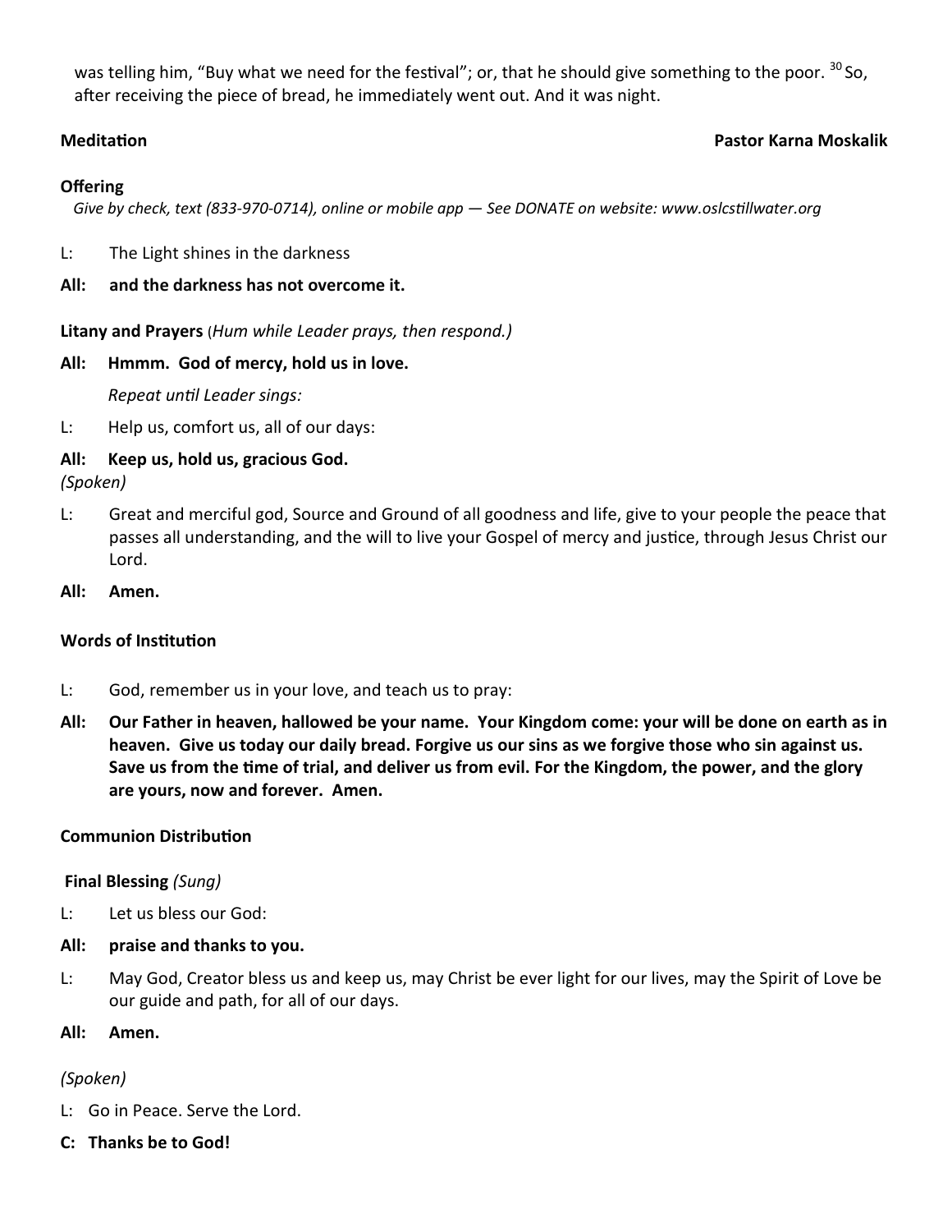was telling him, "Buy what we need for the festival"; or, that he should give something to the poor. [30] So, after receiving the piece of bread, he immediately went out. And it was night.

**Meditation** **Pastor Karna Moskalik**

**Offering**

*Give by check, text (833-970-0714), online or mobile app — See DONATE on website: www.oslcstillwater.org*

L: The Light shines in the darkness

**All: and the darkness has not overcome it.**

**Litany and Prayers** (*Hum while Leader prays, then respond.)*

**All: Hmmm. God of mercy, hold us in love.**

*Repeat until Leader sings:*

L: Help us, comfort us, all of our days:

**All: Keep us, hold us, gracious God.**

*(Spoken)*

L: Great and merciful god, Source and Ground of all goodness and life, give to your people the peace that passes all understanding, and the will to live your Gospel of mercy and justice, through Jesus Christ our Lord.

**All: Amen.**

**Words of Institution**

L: God, remember us in your love, and teach us to pray:

**All: Our Father in heaven, hallowed be your name. Your Kingdom come: your will be done on earth as in heaven. Give us today our daily bread. Forgive us our sins as we forgive those who sin against us. Save us from the time of trial, and deliver us from evil. For the Kingdom, the power, and the glory are yours, now and forever. Amen.**

**Communion Distribution**

**Final Blessing** *(Sung)*

L: Let us bless our God:

**All: praise and thanks to you.**

L: May God, Creator bless us and keep us, may Christ be ever light for our lives, may the Spirit of Love be our guide and path, for all of our days.

**All: Amen.**

*(Spoken)*

L: Go in Peace. Serve the Lord.

**C: Thanks be to God!**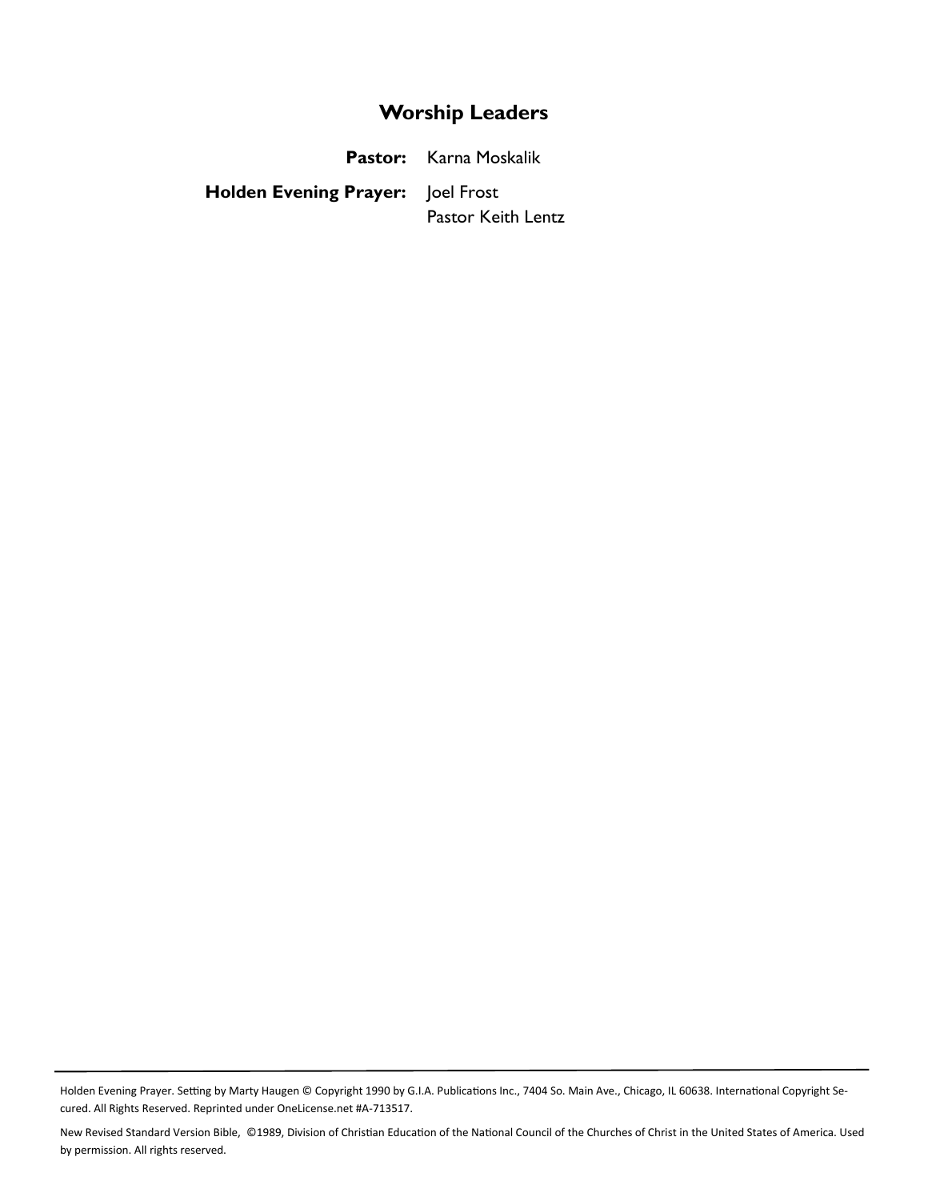## Worship Leaders

**Pastor:** Karna Moskalik

**Holden Evening Prayer:** Joel Frost
Pastor Keith Lentz

---

Holden Evening Prayer. Setting by Marty Haugen © Copyright 1990 by G.I.A. Publications Inc., 7404 So. Main Ave., Chicago, IL 60638. International Copyright Secured. All Rights Reserved. Reprinted under OneLicense.net #A-713517.

New Revised Standard Version Bible, ©1989, Division of Christian Education of the National Council of the Churches of Christ in the United States of America. Used by permission. All rights reserved.